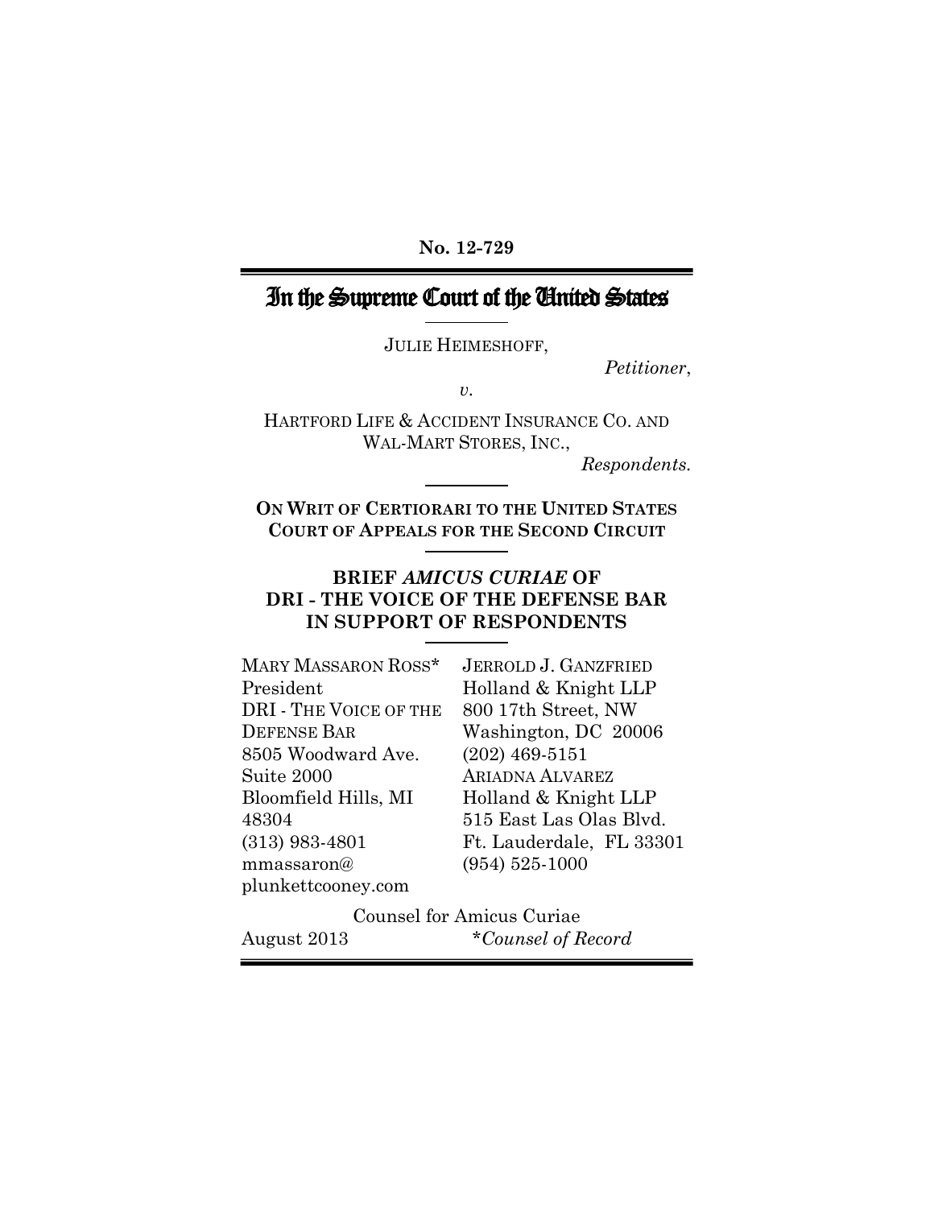**No. 12-729**

# In the Supreme Court of the United States

JULIE HEIMESHOFF,

*Petitioner*,

*v.*

HARTFORD LIFE & ACCIDENT INSURANCE CO. AND WAL-MART STORES, INC.,

*Respondents.*

**ON WRIT OF CERTIORARI TO THE UNITED STATES COURT OF APPEALS FOR THE SECOND CIRCUIT**

**BRIEF *AMICUS CURIAE* OF DRI - THE VOICE OF THE DEFENSE BAR IN SUPPORT OF RESPONDENTS**

MARY MASSARON ROSS*
President
DRI - THE VOICE OF THE DEFENSE BAR
8505 Woodward Ave.
Suite 2000
Bloomfield Hills, MI 48304
(313) 983-4801
mmassaron@plunkettcooney.com

JERROLD J. GANZFRIED
Holland & Knight LLP
800 17th Street, NW
Washington, DC 20006
(202) 469-5151

ARIADNA ALVAREZ
Holland & Knight LLP
515 East Las Olas Blvd.
Ft. Lauderdale, FL 33301
(954) 525-1000

Counsel for Amicus Curiae

August 2013

**Counsel of Record*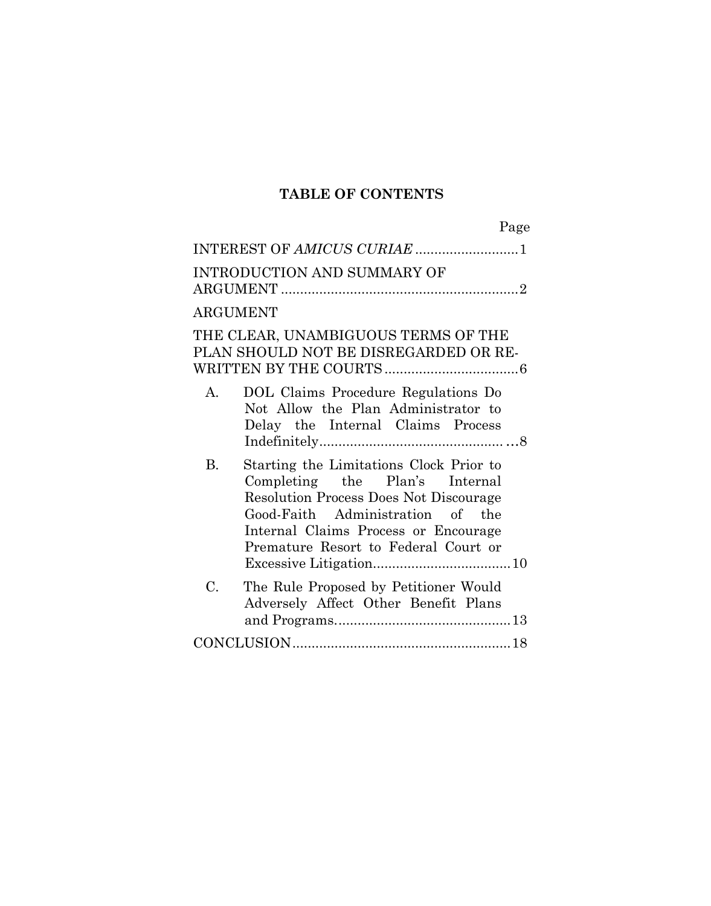# TABLE OF CONTENTS

| | Page |
|---|---|
| INTEREST OF *AMICUS CURIAE* | 1 |
| INTRODUCTION AND SUMMARY OF ARGUMENT | 2 |
| ARGUMENT | |
| THE CLEAR, UNAMBIGUOUS TERMS OF THE PLAN SHOULD NOT BE DISREGARDED OR RE-WRITTEN BY THE COURTS | 6 |
| A. DOL Claims Procedure Regulations Do Not Allow the Plan Administrator to Delay the Internal Claims Process Indefinitely | 8 |
| B. Starting the Limitations Clock Prior to Completing the Plan's Internal Resolution Process Does Not Discourage Good-Faith Administration of the Internal Claims Process or Encourage Premature Resort to Federal Court or Excessive Litigation | 10 |
| C. The Rule Proposed by Petitioner Would Adversely Affect Other Benefit Plans and Programs | 13 |
| CONCLUSION | 18 |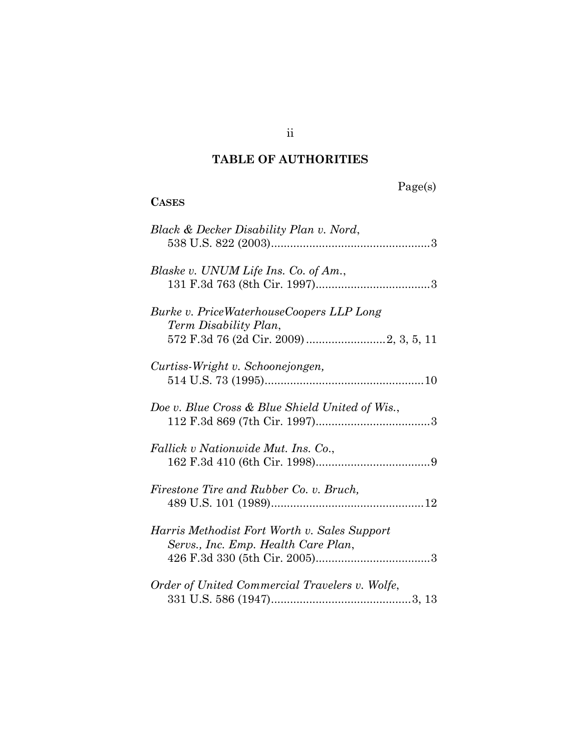# TABLE OF AUTHORITIES

Page(s)

**CASES**

*Black & Decker Disability Plan v. Nord*,
538 U.S. 822 (2003)..................................................3

*Blaske v. UNUM Life Ins. Co. of Am.*,
131 F.3d 763 (8th Cir. 1997)....................................3

*Burke v. PriceWaterhouseCoopers LLP Long Term Disability Plan*,
572 F.3d 76 (2d Cir. 2009).........................2, 3, 5, 11

*Curtiss-Wright v. Schoonejongen*,
514 U.S. 73 (1995)..................................................10

*Doe v. Blue Cross & Blue Shield United of Wis.*,
112 F.3d 869 (7th Cir. 1997)....................................3

*Fallick v Nationwide Mut. Ins. Co.*,
162 F.3d 410 (6th Cir. 1998)....................................9

*Firestone Tire and Rubber Co. v. Bruch*,
489 U.S. 101 (1989)................................................12

*Harris Methodist Fort Worth v. Sales Support Servs., Inc. Emp. Health Care Plan*,
426 F.3d 330 (5th Cir. 2005)....................................3

*Order of United Commercial Travelers v. Wolfe*,
331 U.S. 586 (1947)............................................3, 13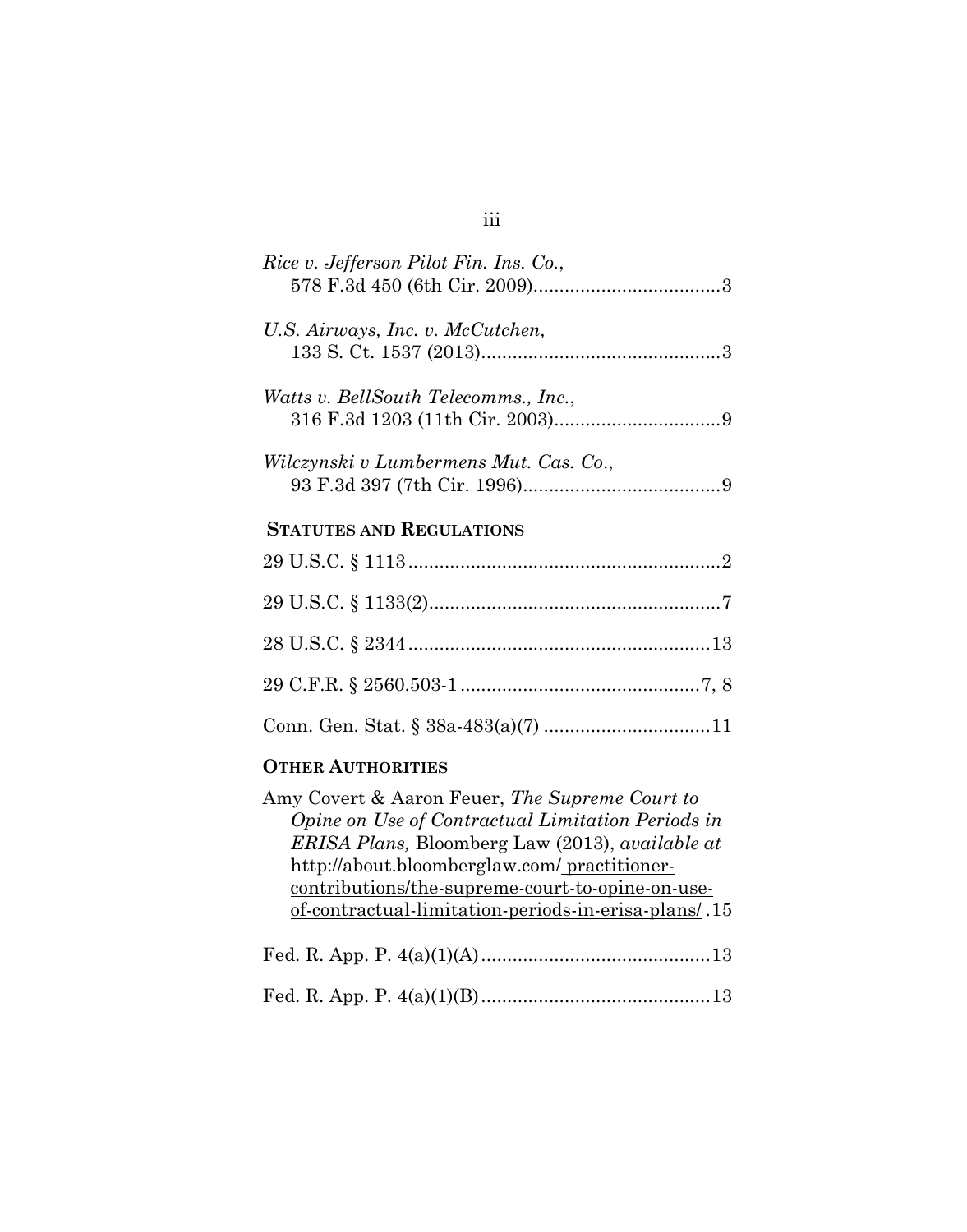*Rice v. Jefferson Pilot Fin. Ins. Co.*,
578 F.3d 450 (6th Cir. 2009)....................................3

*U.S. Airways, Inc. v. McCutchen,*
133 S. Ct. 1537 (2013)..............................................3

*Watts v. BellSouth Telecomms., Inc.*,
316 F.3d 1203 (11th Cir. 2003)................................9

*Wilczynski v Lumbermens Mut. Cas. Co.*,
93 F.3d 397 (7th Cir. 1996)......................................9

**STATUTES AND REGULATIONS**

29 U.S.C. § 1113............................................................2

29 U.S.C. § 1133(2)........................................................7

28 U.S.C. § 2344..........................................................13

29 C.F.R. § 2560.503-1..............................................7, 8

Conn. Gen. Stat. § 38a-483(a)(7) ................................11

**OTHER AUTHORITIES**

Amy Covert & Aaron Feuer, *The Supreme Court to Opine on Use of Contractual Limitation Periods in ERISA Plans,* Bloomberg Law (2013), *available at* http://about.bloomberglaw.com/practitioner-contributions/the-supreme-court-to-opine-on-use-of-contractual-limitation-periods-in-erisa-plans/ .15

Fed. R. App. P. 4(a)(1)(A)............................................13

Fed. R. App. P. 4(a)(1)(B)............................................13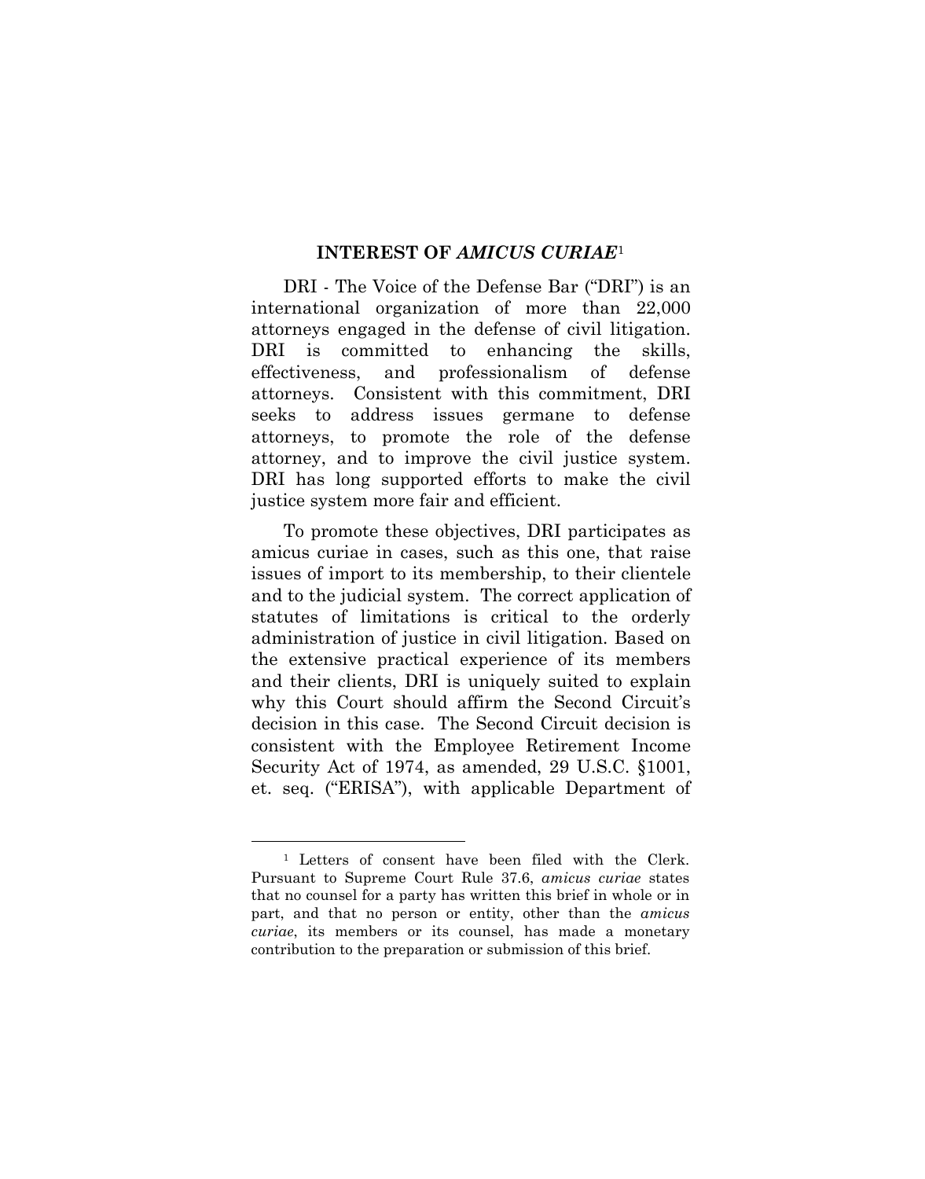## INTEREST OF *AMICUS CURIAE*[1]

DRI - The Voice of the Defense Bar ("DRI") is an international organization of more than 22,000 attorneys engaged in the defense of civil litigation. DRI is committed to enhancing the skills, effectiveness, and professionalism of defense attorneys. Consistent with this commitment, DRI seeks to address issues germane to defense attorneys, to promote the role of the defense attorney, and to improve the civil justice system. DRI has long supported efforts to make the civil justice system more fair and efficient.

To promote these objectives, DRI participates as amicus curiae in cases, such as this one, that raise issues of import to its membership, to their clientele and to the judicial system. The correct application of statutes of limitations is critical to the orderly administration of justice in civil litigation. Based on the extensive practical experience of its members and their clients, DRI is uniquely suited to explain why this Court should affirm the Second Circuit's decision in this case. The Second Circuit decision is consistent with the Employee Retirement Income Security Act of 1974, as amended, 29 U.S.C. §1001, et. seq. ("ERISA"), with applicable Department of

---

[1] Letters of consent have been filed with the Clerk. Pursuant to Supreme Court Rule 37.6, *amicus curiae* states that no counsel for a party has written this brief in whole or in part, and that no person or entity, other than the *amicus curiae*, its members or its counsel, has made a monetary contribution to the preparation or submission of this brief.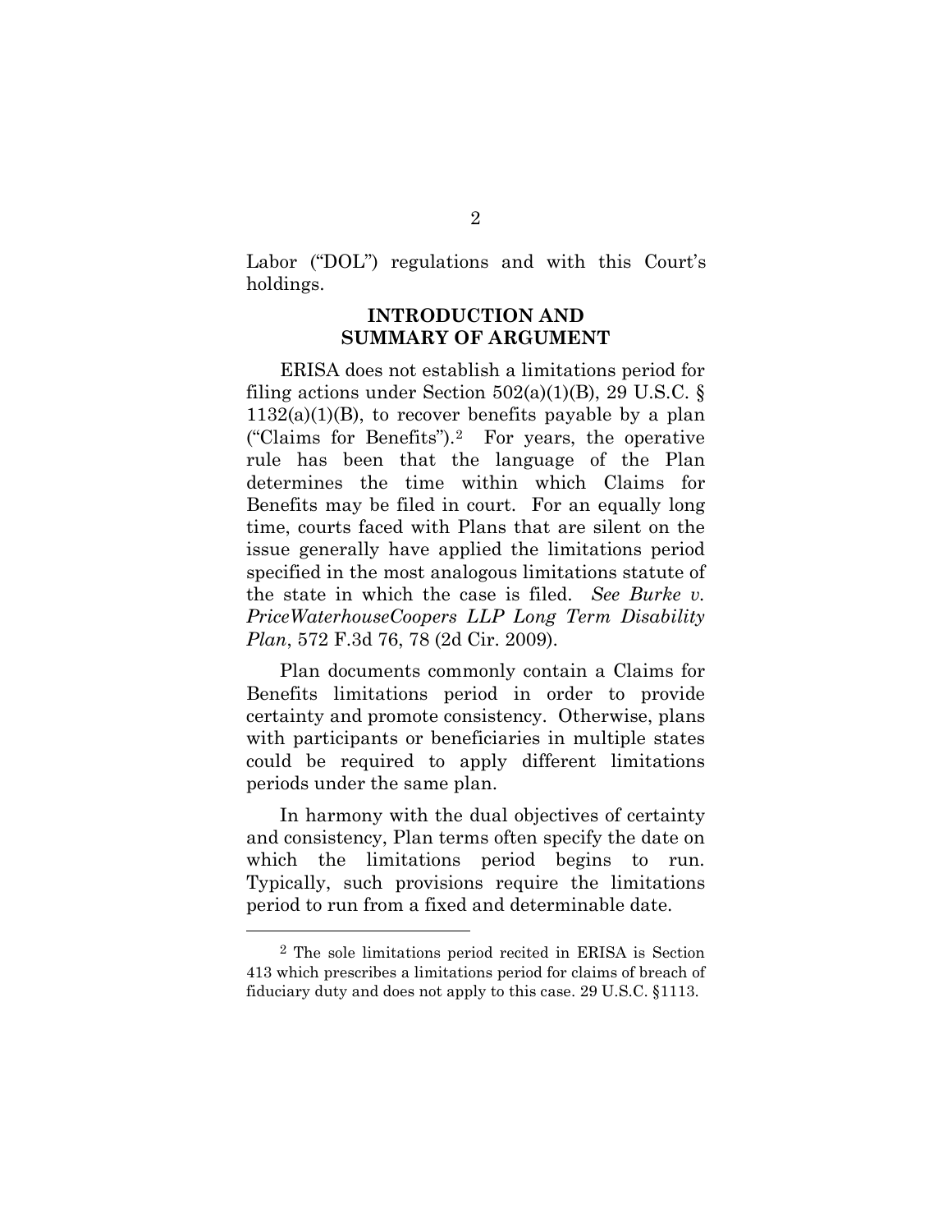Labor ("DOL") regulations and with this Court's holdings.

## INTRODUCTION AND SUMMARY OF ARGUMENT

ERISA does not establish a limitations period for filing actions under Section 502(a)(1)(B), 29 U.S.C. § 1132(a)(1)(B), to recover benefits payable by a plan ("Claims for Benefits").[2] For years, the operative rule has been that the language of the Plan determines the time within which Claims for Benefits may be filed in court. For an equally long time, courts faced with Plans that are silent on the issue generally have applied the limitations period specified in the most analogous limitations statute of the state in which the case is filed. *See Burke v. PriceWaterhouseCoopers LLP Long Term Disability Plan*, 572 F.3d 76, 78 (2d Cir. 2009).

Plan documents commonly contain a Claims for Benefits limitations period in order to provide certainty and promote consistency. Otherwise, plans with participants or beneficiaries in multiple states could be required to apply different limitations periods under the same plan.

In harmony with the dual objectives of certainty and consistency, Plan terms often specify the date on which the limitations period begins to run. Typically, such provisions require the limitations period to run from a fixed and determinable date.

---

[2] The sole limitations period recited in ERISA is Section 413 which prescribes a limitations period for claims of breach of fiduciary duty and does not apply to this case. 29 U.S.C. §1113.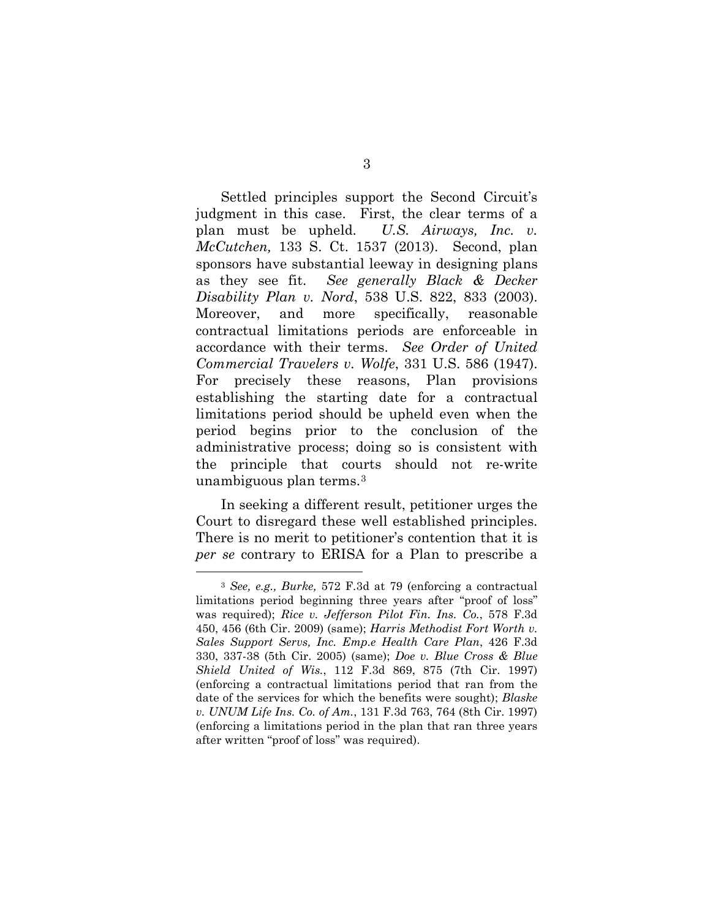Settled principles support the Second Circuit's judgment in this case. First, the clear terms of a plan must be upheld. *U.S. Airways, Inc. v. McCutchen,* 133 S. Ct. 1537 (2013). Second, plan sponsors have substantial leeway in designing plans as they see fit. *See generally Black & Decker Disability Plan v. Nord*, 538 U.S. 822, 833 (2003). Moreover, and more specifically, reasonable contractual limitations periods are enforceable in accordance with their terms. *See Order of United Commercial Travelers v. Wolfe*, 331 U.S. 586 (1947). For precisely these reasons, Plan provisions establishing the starting date for a contractual limitations period should be upheld even when the period begins prior to the conclusion of the administrative process; doing so is consistent with the principle that courts should not re-write unambiguous plan terms.[3]

In seeking a different result, petitioner urges the Court to disregard these well established principles. There is no merit to petitioner's contention that it is *per se* contrary to ERISA for a Plan to prescribe a

---

[3] *See, e.g., Burke,* 572 F.3d at 79 (enforcing a contractual limitations period beginning three years after "proof of loss" was required); *Rice v. Jefferson Pilot Fin. Ins. Co.*, 578 F.3d 450, 456 (6th Cir. 2009) (same); *Harris Methodist Fort Worth v. Sales Support Servs, Inc. Emp.e Health Care Plan*, 426 F.3d 330, 337-38 (5th Cir. 2005) (same); *Doe v. Blue Cross & Blue Shield United of Wis.*, 112 F.3d 869, 875 (7th Cir. 1997) (enforcing a contractual limitations period that ran from the date of the services for which the benefits were sought); *Blaske v. UNUM Life Ins. Co. of Am.*, 131 F.3d 763, 764 (8th Cir. 1997) (enforcing a limitations period in the plan that ran three years after written "proof of loss" was required).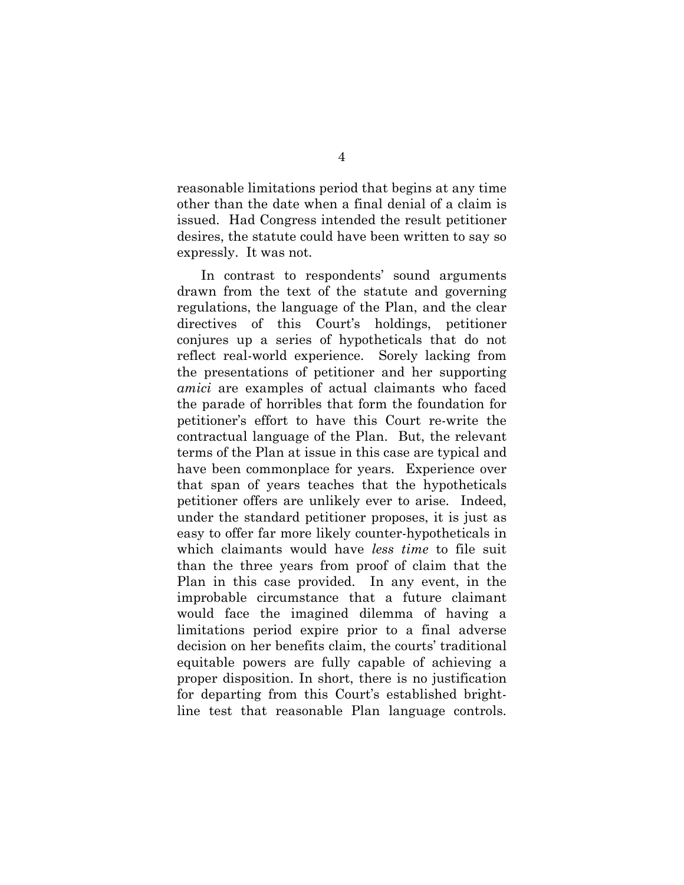reasonable limitations period that begins at any time other than the date when a final denial of a claim is issued. Had Congress intended the result petitioner desires, the statute could have been written to say so expressly. It was not.

In contrast to respondents' sound arguments drawn from the text of the statute and governing regulations, the language of the Plan, and the clear directives of this Court's holdings, petitioner conjures up a series of hypotheticals that do not reflect real-world experience. Sorely lacking from the presentations of petitioner and her supporting *amici* are examples of actual claimants who faced the parade of horribles that form the foundation for petitioner's effort to have this Court re-write the contractual language of the Plan. But, the relevant terms of the Plan at issue in this case are typical and have been commonplace for years. Experience over that span of years teaches that the hypotheticals petitioner offers are unlikely ever to arise. Indeed, under the standard petitioner proposes, it is just as easy to offer far more likely counter-hypotheticals in which claimants would have *less time* to file suit than the three years from proof of claim that the Plan in this case provided. In any event, in the improbable circumstance that a future claimant would face the imagined dilemma of having a limitations period expire prior to a final adverse decision on her benefits claim, the courts' traditional equitable powers are fully capable of achieving a proper disposition. In short, there is no justification for departing from this Court's established bright-line test that reasonable Plan language controls.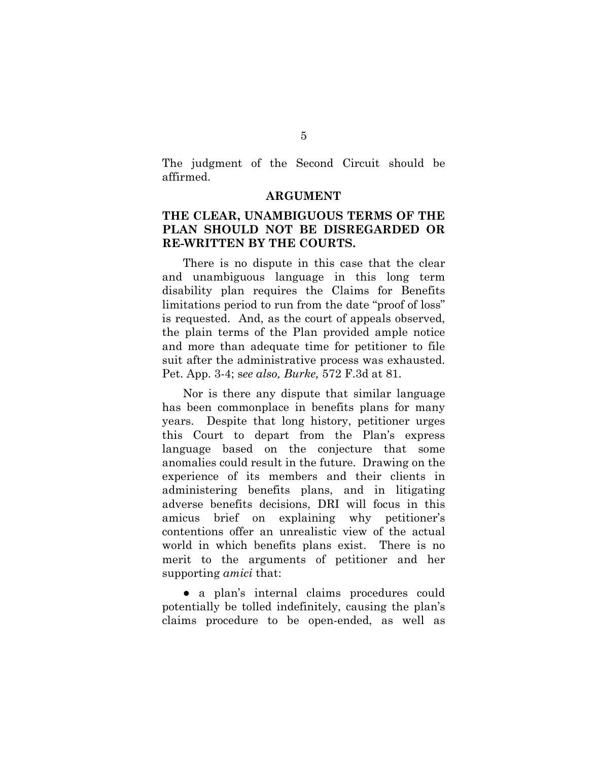The judgment of the Second Circuit should be affirmed.

## ARGUMENT

### THE CLEAR, UNAMBIGUOUS TERMS OF THE PLAN SHOULD NOT BE DISREGARDED OR RE-WRITTEN BY THE COURTS.

There is no dispute in this case that the clear and unambiguous language in this long term disability plan requires the Claims for Benefits limitations period to run from the date "proof of loss" is requested. And, as the court of appeals observed, the plain terms of the Plan provided ample notice and more than adequate time for petitioner to file suit after the administrative process was exhausted. Pet. App. 3-4; s*ee also, Burke,* 572 F.3d at 81.

Nor is there any dispute that similar language has been commonplace in benefits plans for many years. Despite that long history, petitioner urges this Court to depart from the Plan's express language based on the conjecture that some anomalies could result in the future. Drawing on the experience of its members and their clients in administering benefits plans, and in litigating adverse benefits decisions, DRI will focus in this amicus brief on explaining why petitioner's contentions offer an unrealistic view of the actual world in which benefits plans exist. There is no merit to the arguments of petitioner and her supporting *amici* that:

- a plan's internal claims procedures could potentially be tolled indefinitely, causing the plan's claims procedure to be open-ended, as well as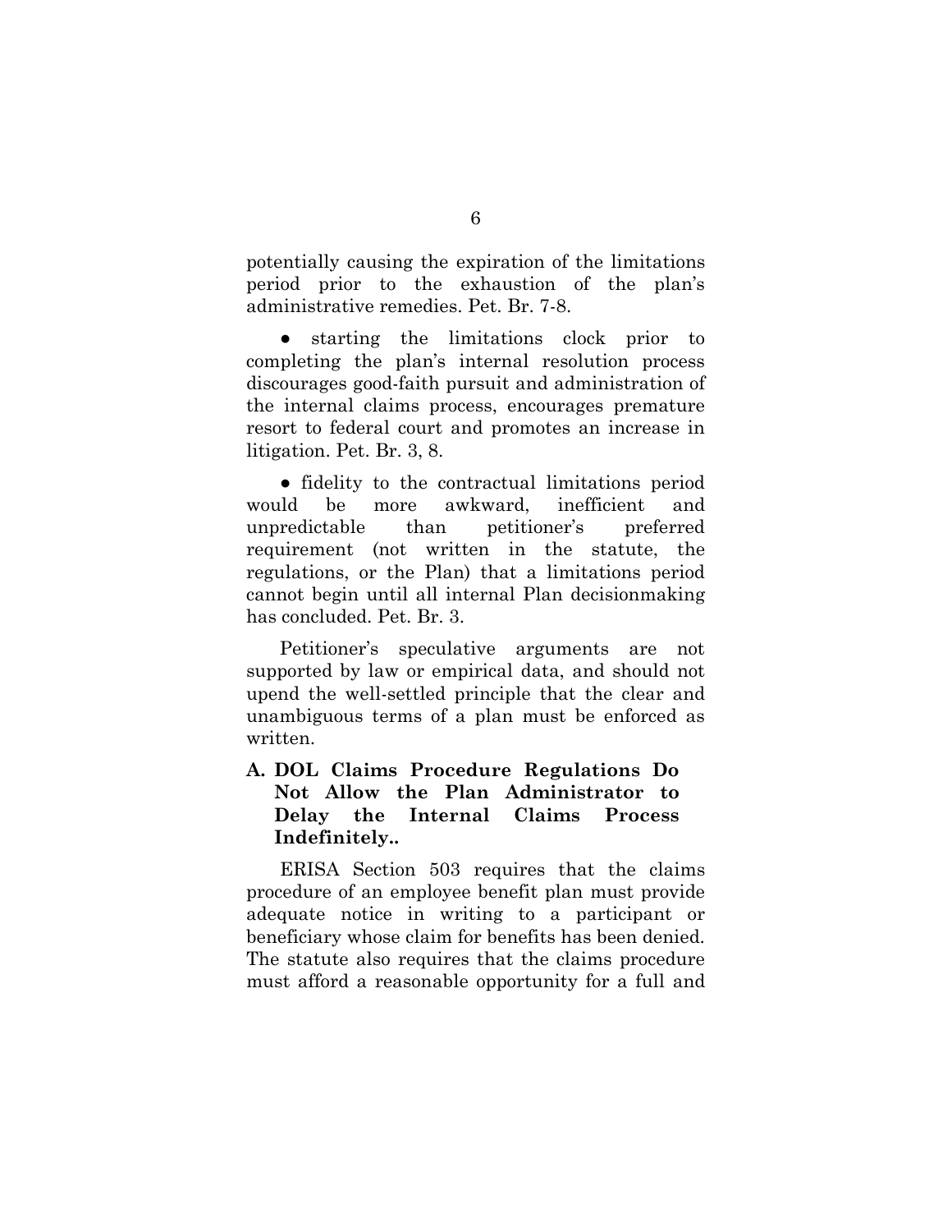potentially causing the expiration of the limitations period prior to the exhaustion of the plan's administrative remedies. Pet. Br. 7-8.

- starting the limitations clock prior to completing the plan's internal resolution process discourages good-faith pursuit and administration of the internal claims process, encourages premature resort to federal court and promotes an increase in litigation. Pet. Br. 3, 8.

- fidelity to the contractual limitations period would be more awkward, inefficient and unpredictable than petitioner's preferred requirement (not written in the statute, the regulations, or the Plan) that a limitations period cannot begin until all internal Plan decisionmaking has concluded. Pet. Br. 3.

Petitioner's speculative arguments are not supported by law or empirical data, and should not upend the well-settled principle that the clear and unambiguous terms of a plan must be enforced as written.

### A. DOL Claims Procedure Regulations Do Not Allow the Plan Administrator to Delay the Internal Claims Process Indefinitely..

ERISA Section 503 requires that the claims procedure of an employee benefit plan must provide adequate notice in writing to a participant or beneficiary whose claim for benefits has been denied. The statute also requires that the claims procedure must afford a reasonable opportunity for a full and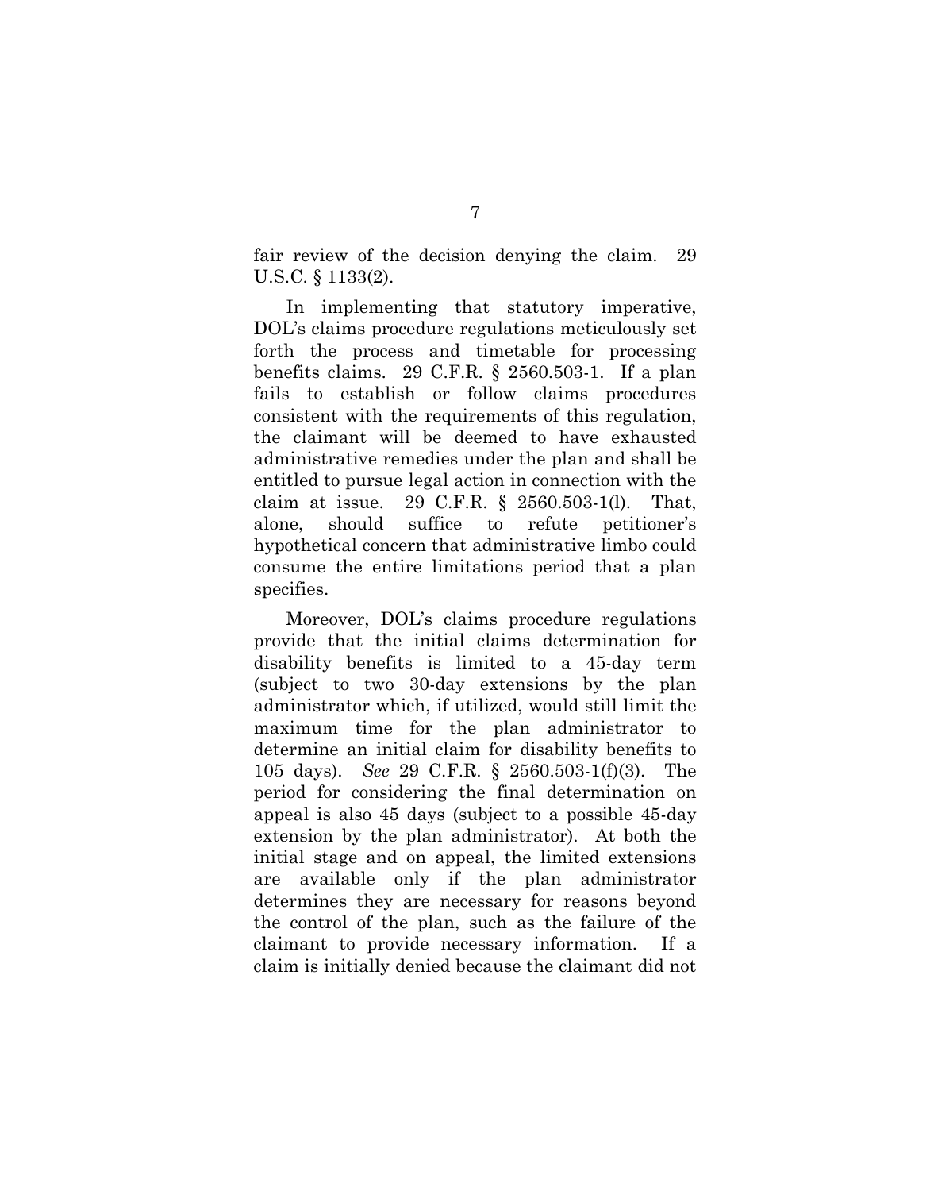fair review of the decision denying the claim. 29 U.S.C. § 1133(2).

In implementing that statutory imperative, DOL's claims procedure regulations meticulously set forth the process and timetable for processing benefits claims. 29 C.F.R. § 2560.503-1. If a plan fails to establish or follow claims procedures consistent with the requirements of this regulation, the claimant will be deemed to have exhausted administrative remedies under the plan and shall be entitled to pursue legal action in connection with the claim at issue. 29 C.F.R. § 2560.503-1(l). That, alone, should suffice to refute petitioner's hypothetical concern that administrative limbo could consume the entire limitations period that a plan specifies.

Moreover, DOL's claims procedure regulations provide that the initial claims determination for disability benefits is limited to a 45-day term (subject to two 30-day extensions by the plan administrator which, if utilized, would still limit the maximum time for the plan administrator to determine an initial claim for disability benefits to 105 days). *See* 29 C.F.R. § 2560.503-1(f)(3). The period for considering the final determination on appeal is also 45 days (subject to a possible 45-day extension by the plan administrator). At both the initial stage and on appeal, the limited extensions are available only if the plan administrator determines they are necessary for reasons beyond the control of the plan, such as the failure of the claimant to provide necessary information. If a claim is initially denied because the claimant did not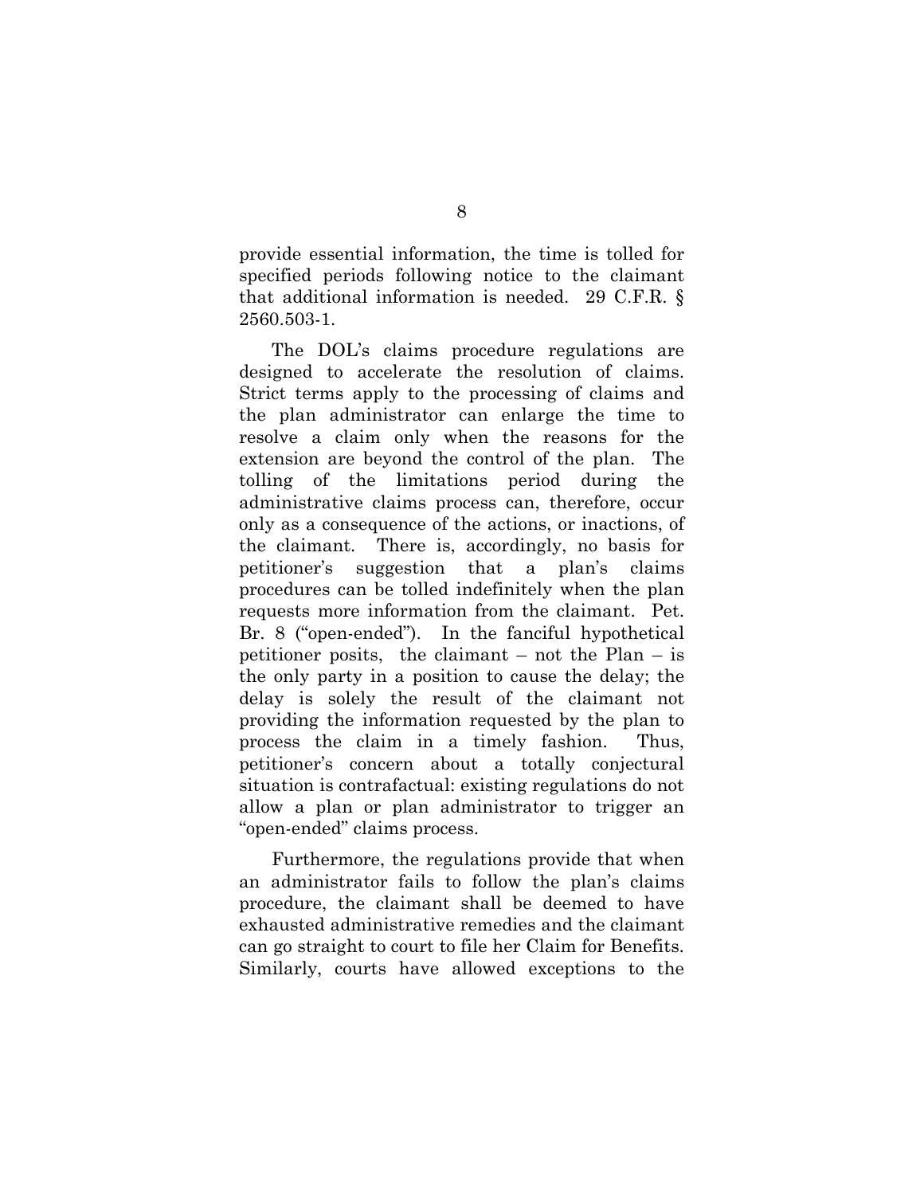provide essential information, the time is tolled for specified periods following notice to the claimant that additional information is needed. 29 C.F.R. § 2560.503-1.

The DOL's claims procedure regulations are designed to accelerate the resolution of claims. Strict terms apply to the processing of claims and the plan administrator can enlarge the time to resolve a claim only when the reasons for the extension are beyond the control of the plan. The tolling of the limitations period during the administrative claims process can, therefore, occur only as a consequence of the actions, or inactions, of the claimant. There is, accordingly, no basis for petitioner's suggestion that a plan's claims procedures can be tolled indefinitely when the plan requests more information from the claimant. Pet. Br. 8 ("open-ended"). In the fanciful hypothetical petitioner posits, the claimant – not the Plan – is the only party in a position to cause the delay; the delay is solely the result of the claimant not providing the information requested by the plan to process the claim in a timely fashion. Thus, petitioner's concern about a totally conjectural situation is contrafactual: existing regulations do not allow a plan or plan administrator to trigger an "open-ended" claims process.

Furthermore, the regulations provide that when an administrator fails to follow the plan's claims procedure, the claimant shall be deemed to have exhausted administrative remedies and the claimant can go straight to court to file her Claim for Benefits. Similarly, courts have allowed exceptions to the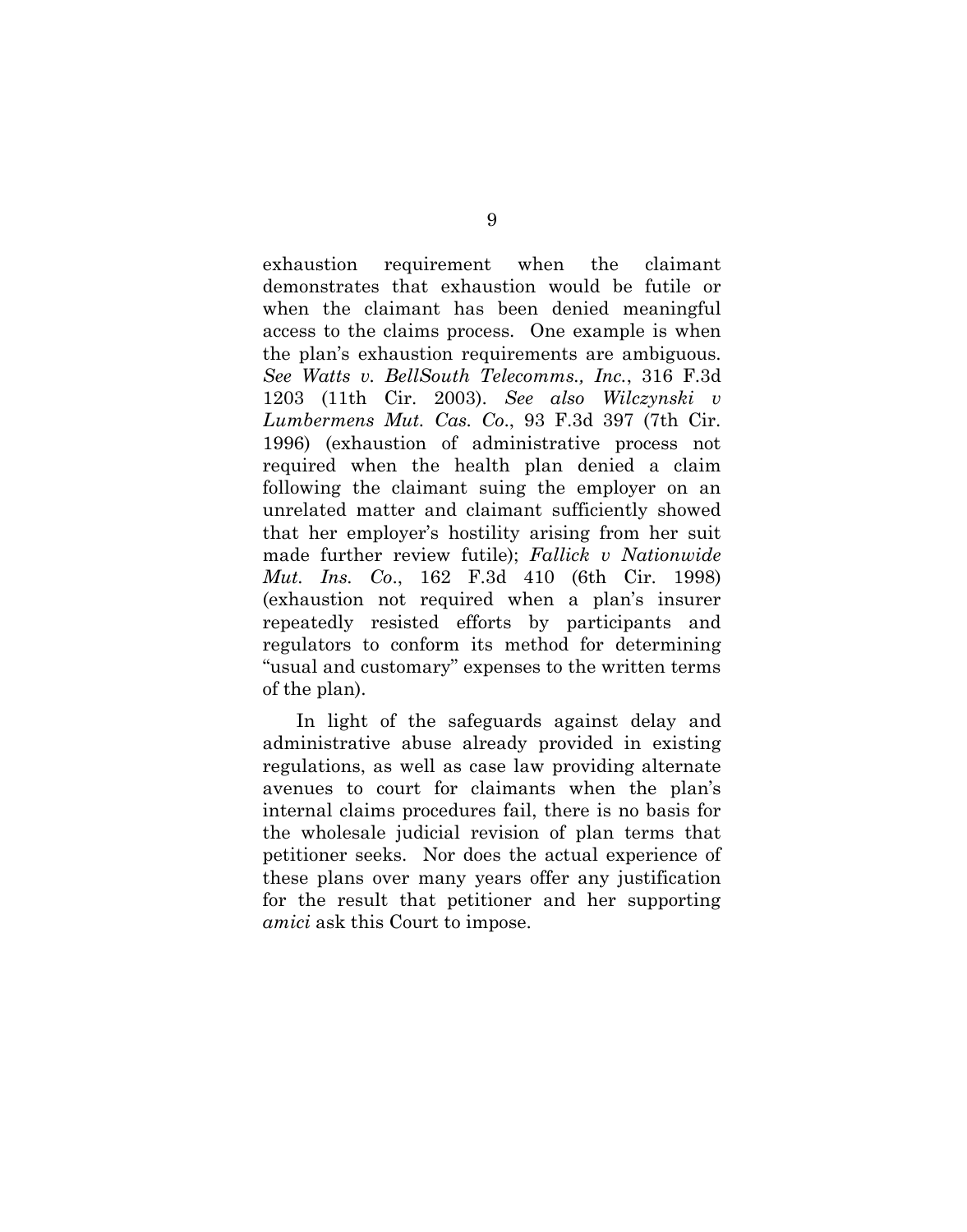exhaustion requirement when the claimant demonstrates that exhaustion would be futile or when the claimant has been denied meaningful access to the claims process. One example is when the plan's exhaustion requirements are ambiguous. *See Watts v. BellSouth Telecomms., Inc.*, 316 F.3d 1203 (11th Cir. 2003). *See also Wilczynski v Lumbermens Mut. Cas. Co.*, 93 F.3d 397 (7th Cir. 1996) (exhaustion of administrative process not required when the health plan denied a claim following the claimant suing the employer on an unrelated matter and claimant sufficiently showed that her employer's hostility arising from her suit made further review futile); *Fallick v Nationwide Mut. Ins. Co.*, 162 F.3d 410 (6th Cir. 1998) (exhaustion not required when a plan's insurer repeatedly resisted efforts by participants and regulators to conform its method for determining "usual and customary" expenses to the written terms of the plan).

In light of the safeguards against delay and administrative abuse already provided in existing regulations, as well as case law providing alternate avenues to court for claimants when the plan's internal claims procedures fail, there is no basis for the wholesale judicial revision of plan terms that petitioner seeks. Nor does the actual experience of these plans over many years offer any justification for the result that petitioner and her supporting *amici* ask this Court to impose.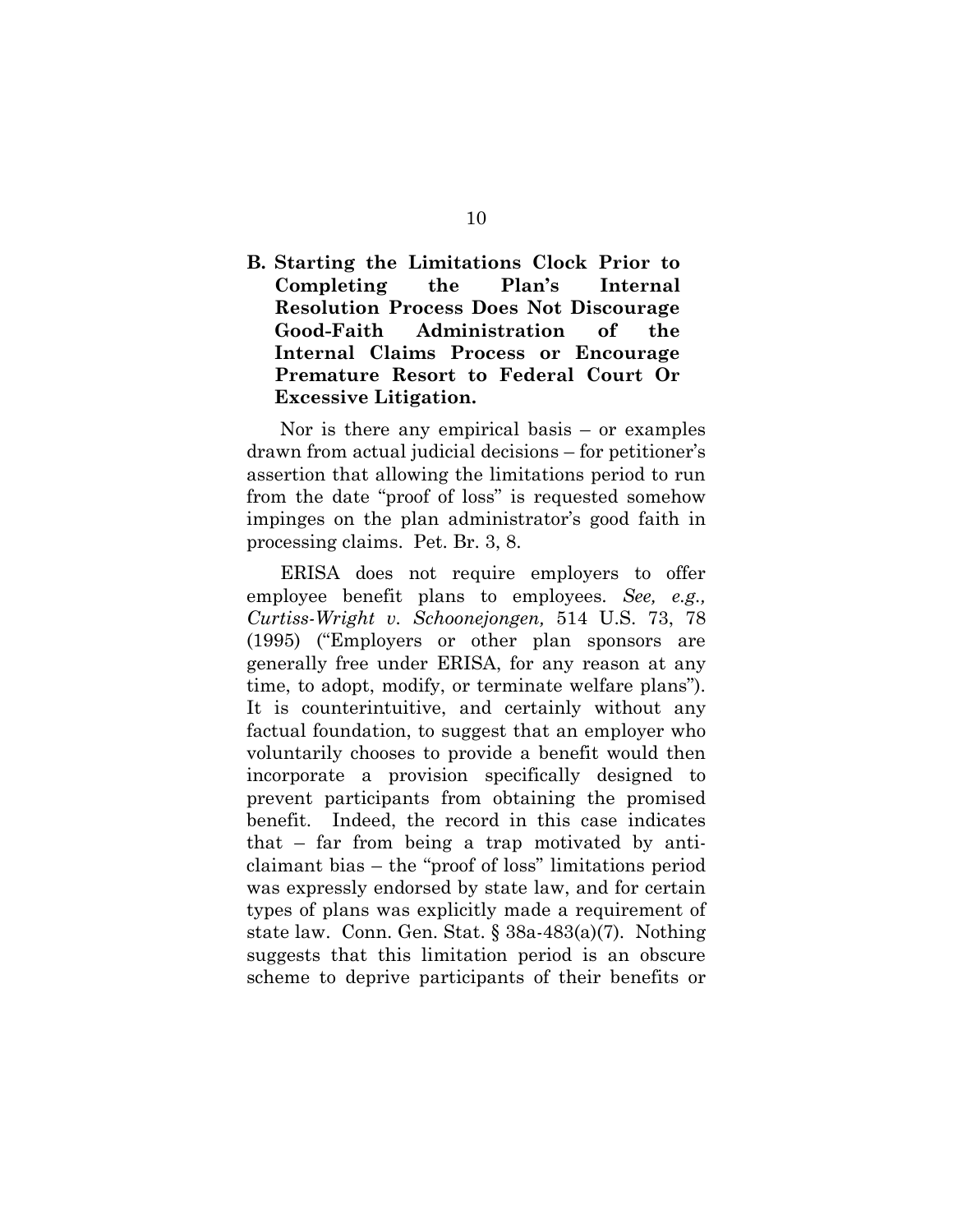### B. Starting the Limitations Clock Prior to Completing the Plan's Internal Resolution Process Does Not Discourage Good-Faith Administration of the Internal Claims Process or Encourage Premature Resort to Federal Court Or Excessive Litigation.

Nor is there any empirical basis – or examples drawn from actual judicial decisions – for petitioner's assertion that allowing the limitations period to run from the date "proof of loss" is requested somehow impinges on the plan administrator's good faith in processing claims. Pet. Br. 3, 8.

ERISA does not require employers to offer employee benefit plans to employees. *See, e.g., Curtiss-Wright v. Schoonejongen,* 514 U.S. 73, 78 (1995) ("Employers or other plan sponsors are generally free under ERISA, for any reason at any time, to adopt, modify, or terminate welfare plans"). It is counterintuitive, and certainly without any factual foundation, to suggest that an employer who voluntarily chooses to provide a benefit would then incorporate a provision specifically designed to prevent participants from obtaining the promised benefit. Indeed, the record in this case indicates that – far from being a trap motivated by anti-claimant bias – the "proof of loss" limitations period was expressly endorsed by state law, and for certain types of plans was explicitly made a requirement of state law. Conn. Gen. Stat. § 38a-483(a)(7). Nothing suggests that this limitation period is an obscure scheme to deprive participants of their benefits or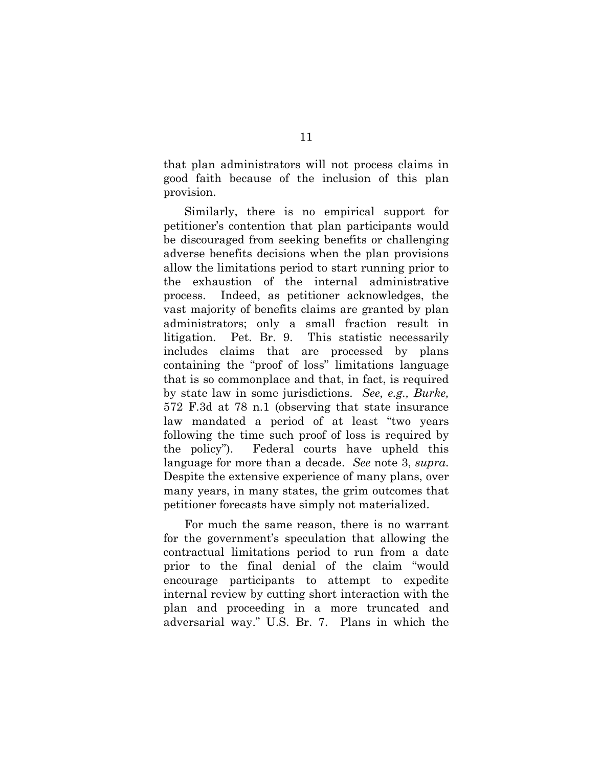that plan administrators will not process claims in good faith because of the inclusion of this plan provision.

Similarly, there is no empirical support for petitioner's contention that plan participants would be discouraged from seeking benefits or challenging adverse benefits decisions when the plan provisions allow the limitations period to start running prior to the exhaustion of the internal administrative process. Indeed, as petitioner acknowledges, the vast majority of benefits claims are granted by plan administrators; only a small fraction result in litigation. Pet. Br. 9. This statistic necessarily includes claims that are processed by plans containing the "proof of loss" limitations language that is so commonplace and that, in fact, is required by state law in some jurisdictions. *See, e.g., Burke,* 572 F.3d at 78 n.1 (observing that state insurance law mandated a period of at least "two years following the time such proof of loss is required by the policy"). Federal courts have upheld this language for more than a decade. *See* note 3, *supra.* Despite the extensive experience of many plans, over many years, in many states, the grim outcomes that petitioner forecasts have simply not materialized.

For much the same reason, there is no warrant for the government's speculation that allowing the contractual limitations period to run from a date prior to the final denial of the claim "would encourage participants to attempt to expedite internal review by cutting short interaction with the plan and proceeding in a more truncated and adversarial way." U.S. Br. 7. Plans in which the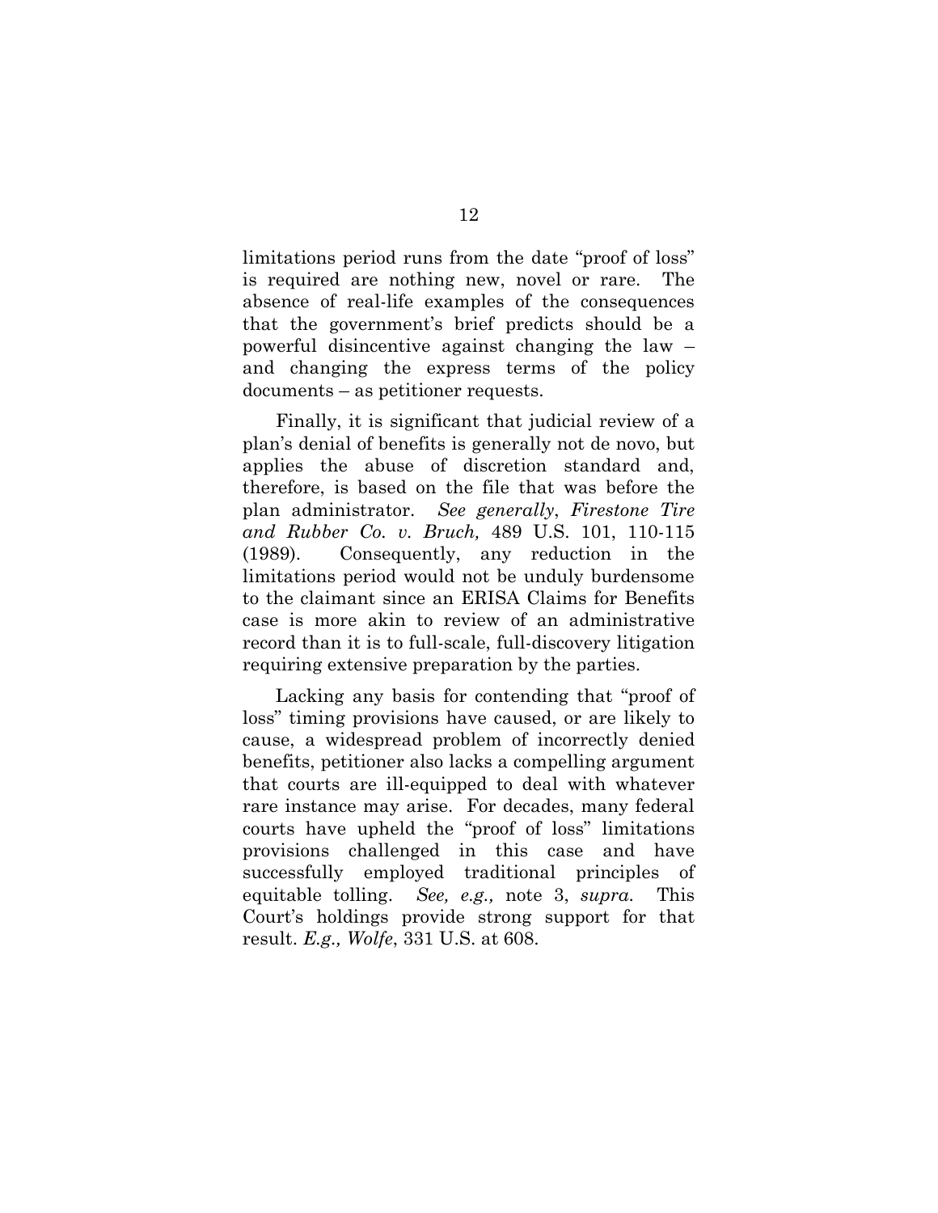limitations period runs from the date "proof of loss" is required are nothing new, novel or rare. The absence of real-life examples of the consequences that the government's brief predicts should be a powerful disincentive against changing the law – and changing the express terms of the policy documents – as petitioner requests.

Finally, it is significant that judicial review of a plan's denial of benefits is generally not de novo, but applies the abuse of discretion standard and, therefore, is based on the file that was before the plan administrator. *See generally*, *Firestone Tire and Rubber Co. v. Bruch,* 489 U.S. 101, 110-115 (1989). Consequently, any reduction in the limitations period would not be unduly burdensome to the claimant since an ERISA Claims for Benefits case is more akin to review of an administrative record than it is to full-scale, full-discovery litigation requiring extensive preparation by the parties.

Lacking any basis for contending that "proof of loss" timing provisions have caused, or are likely to cause, a widespread problem of incorrectly denied benefits, petitioner also lacks a compelling argument that courts are ill-equipped to deal with whatever rare instance may arise. For decades, many federal courts have upheld the "proof of loss" limitations provisions challenged in this case and have successfully employed traditional principles of equitable tolling. *See, e.g.,* note 3, *supra.* This Court's holdings provide strong support for that result. *E.g., Wolfe*, 331 U.S. at 608.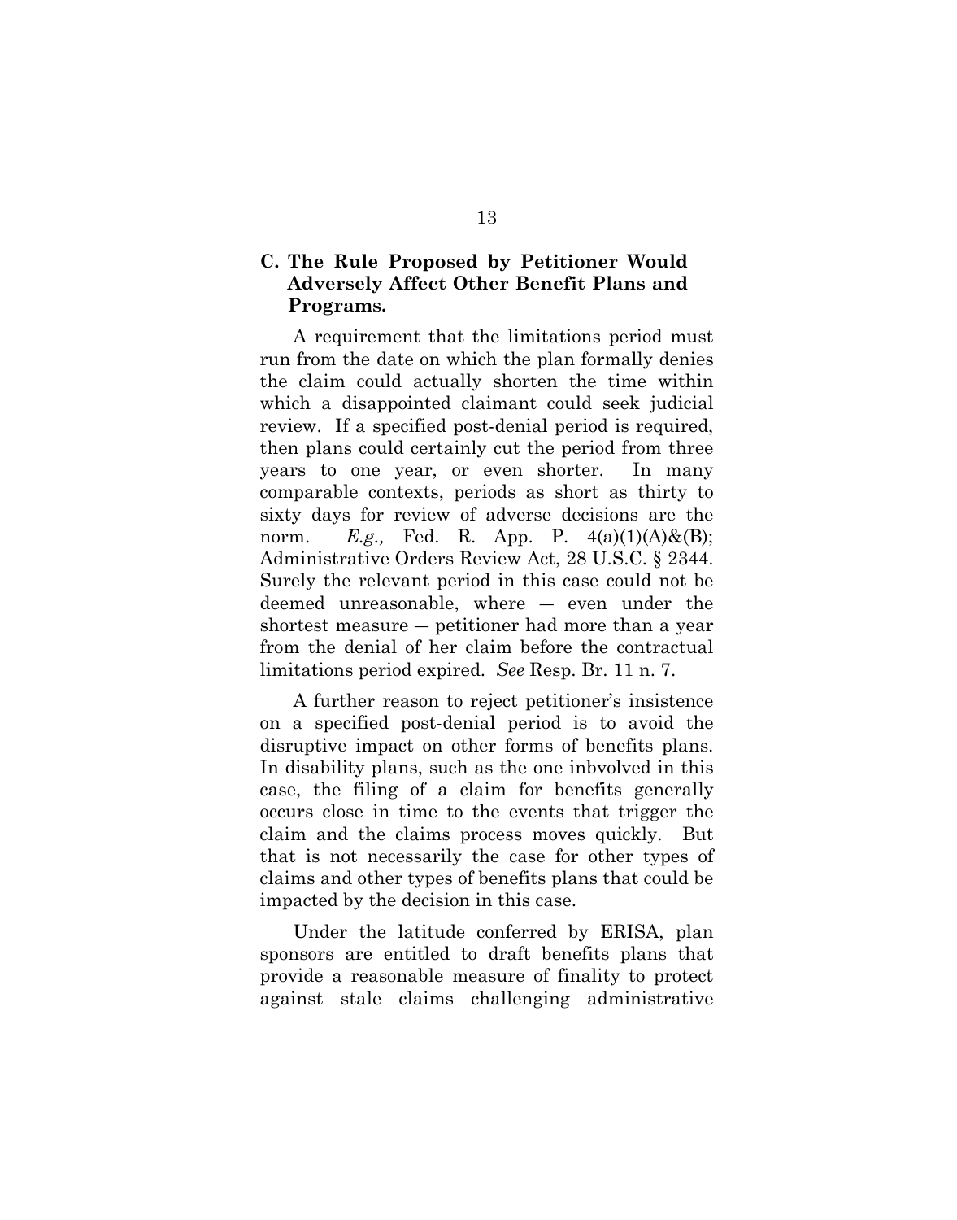### C. The Rule Proposed by Petitioner Would Adversely Affect Other Benefit Plans and Programs.

A requirement that the limitations period must run from the date on which the plan formally denies the claim could actually shorten the time within which a disappointed claimant could seek judicial review. If a specified post-denial period is required, then plans could certainly cut the period from three years to one year, or even shorter. In many comparable contexts, periods as short as thirty to sixty days for review of adverse decisions are the norm. *E.g.,* Fed. R. App. P. 4(a)(1)(A)&(B); Administrative Orders Review Act, 28 U.S.C. § 2344. Surely the relevant period in this case could not be deemed unreasonable, where — even under the shortest measure — petitioner had more than a year from the denial of her claim before the contractual limitations period expired. *See* Resp. Br. 11 n. 7.

A further reason to reject petitioner's insistence on a specified post-denial period is to avoid the disruptive impact on other forms of benefits plans. In disability plans, such as the one inbvolved in this case, the filing of a claim for benefits generally occurs close in time to the events that trigger the claim and the claims process moves quickly. But that is not necessarily the case for other types of claims and other types of benefits plans that could be impacted by the decision in this case.

Under the latitude conferred by ERISA, plan sponsors are entitled to draft benefits plans that provide a reasonable measure of finality to protect against stale claims challenging administrative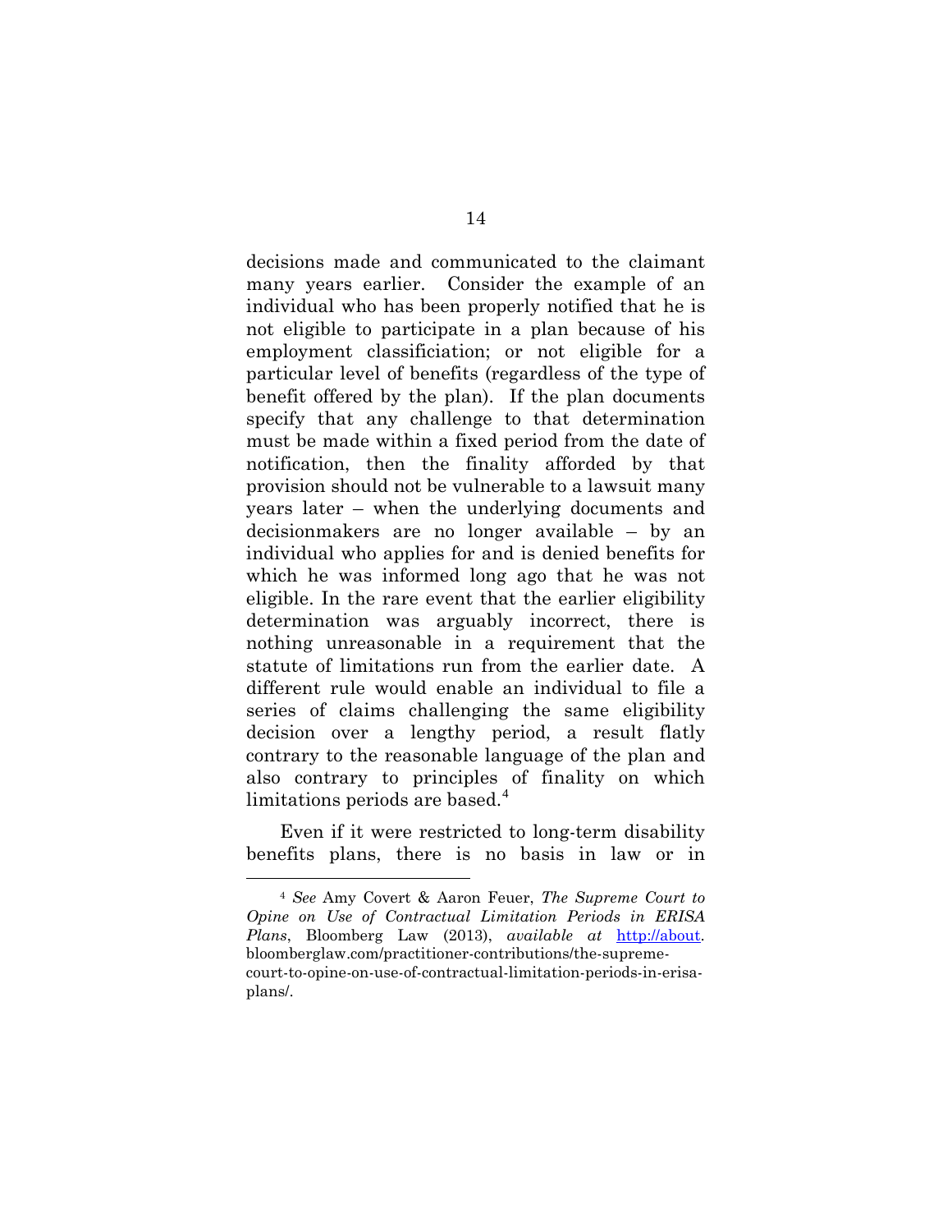decisions made and communicated to the claimant many years earlier. Consider the example of an individual who has been properly notified that he is not eligible to participate in a plan because of his employment classificiation; or not eligible for a particular level of benefits (regardless of the type of benefit offered by the plan). If the plan documents specify that any challenge to that determination must be made within a fixed period from the date of notification, then the finality afforded by that provision should not be vulnerable to a lawsuit many years later – when the underlying documents and decisionmakers are no longer available – by an individual who applies for and is denied benefits for which he was informed long ago that he was not eligible. In the rare event that the earlier eligibility determination was arguably incorrect, there is nothing unreasonable in a requirement that the statute of limitations run from the earlier date. A different rule would enable an individual to file a series of claims challenging the same eligibility decision over a lengthy period, a result flatly contrary to the reasonable language of the plan and also contrary to principles of finality on which limitations periods are based.[4]

Even if it were restricted to long-term disability benefits plans, there is no basis in law or in

---

[4] *See* Amy Covert & Aaron Feuer, *The Supreme Court to Opine on Use of Contractual Limitation Periods in ERISA Plans*, Bloomberg Law (2013), *available at* http://about.bloomberglaw.com/practitioner-contributions/the-supreme-court-to-opine-on-use-of-contractual-limitation-periods-in-erisa-plans/.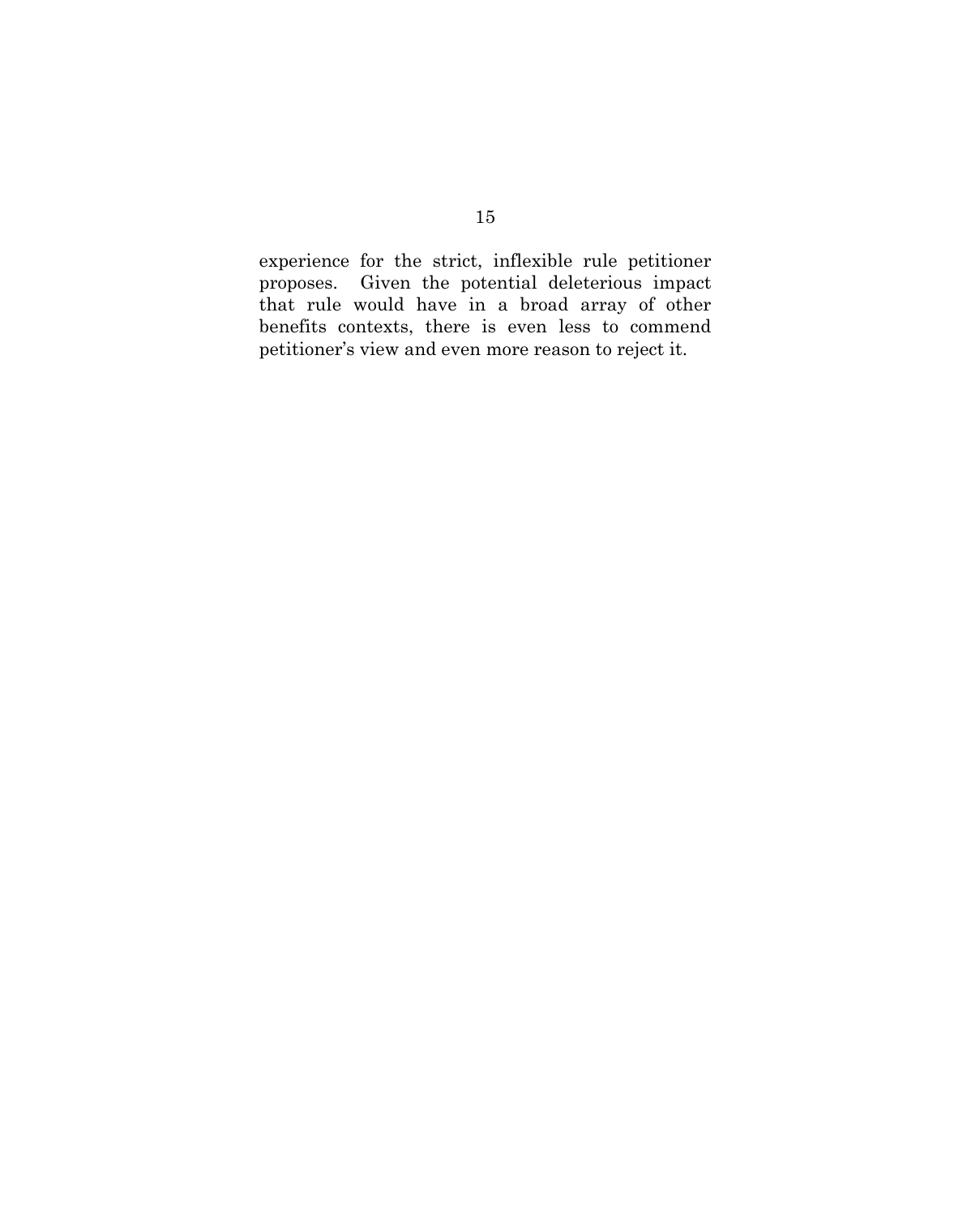experience for the strict, inflexible rule petitioner proposes. Given the potential deleterious impact that rule would have in a broad array of other benefits contexts, there is even less to commend petitioner's view and even more reason to reject it.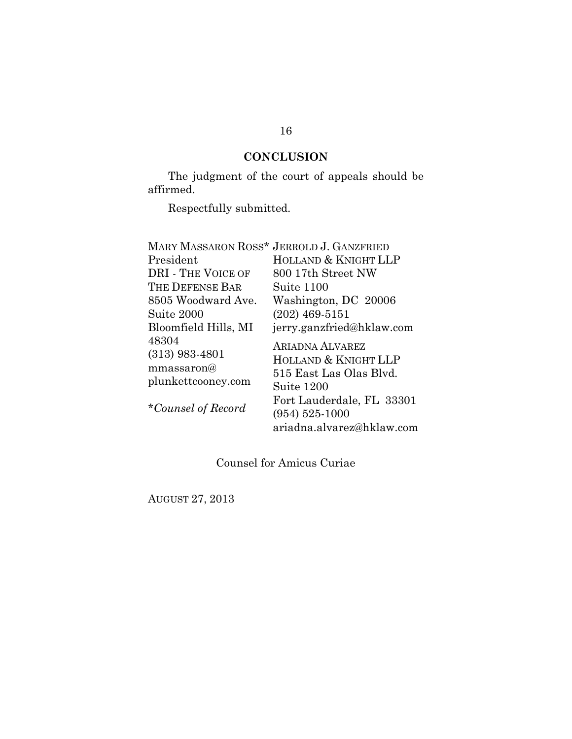## CONCLUSION

The judgment of the court of appeals should be affirmed.

Respectfully submitted.

MARY MASSARON ROSS*
President
DRI - THE VOICE OF THE DEFENSE BAR
8505 Woodward Ave.
Suite 2000
Bloomfield Hills, MI 48304
(313) 983-4801
mmassaron@plunkettcooney.com

**Counsel of Record*

JERROLD J. GANZFRIED
HOLLAND & KNIGHT LLP
800 17th Street NW
Suite 1100
Washington, DC 20006
(202) 469-5151
jerry.ganzfried@hklaw.com

ARIADNA ALVAREZ
HOLLAND & KNIGHT LLP
515 East Las Olas Blvd.
Suite 1200
Fort Lauderdale, FL 33301
(954) 525-1000
ariadna.alvarez@hklaw.com

Counsel for Amicus Curiae

AUGUST 27, 2013